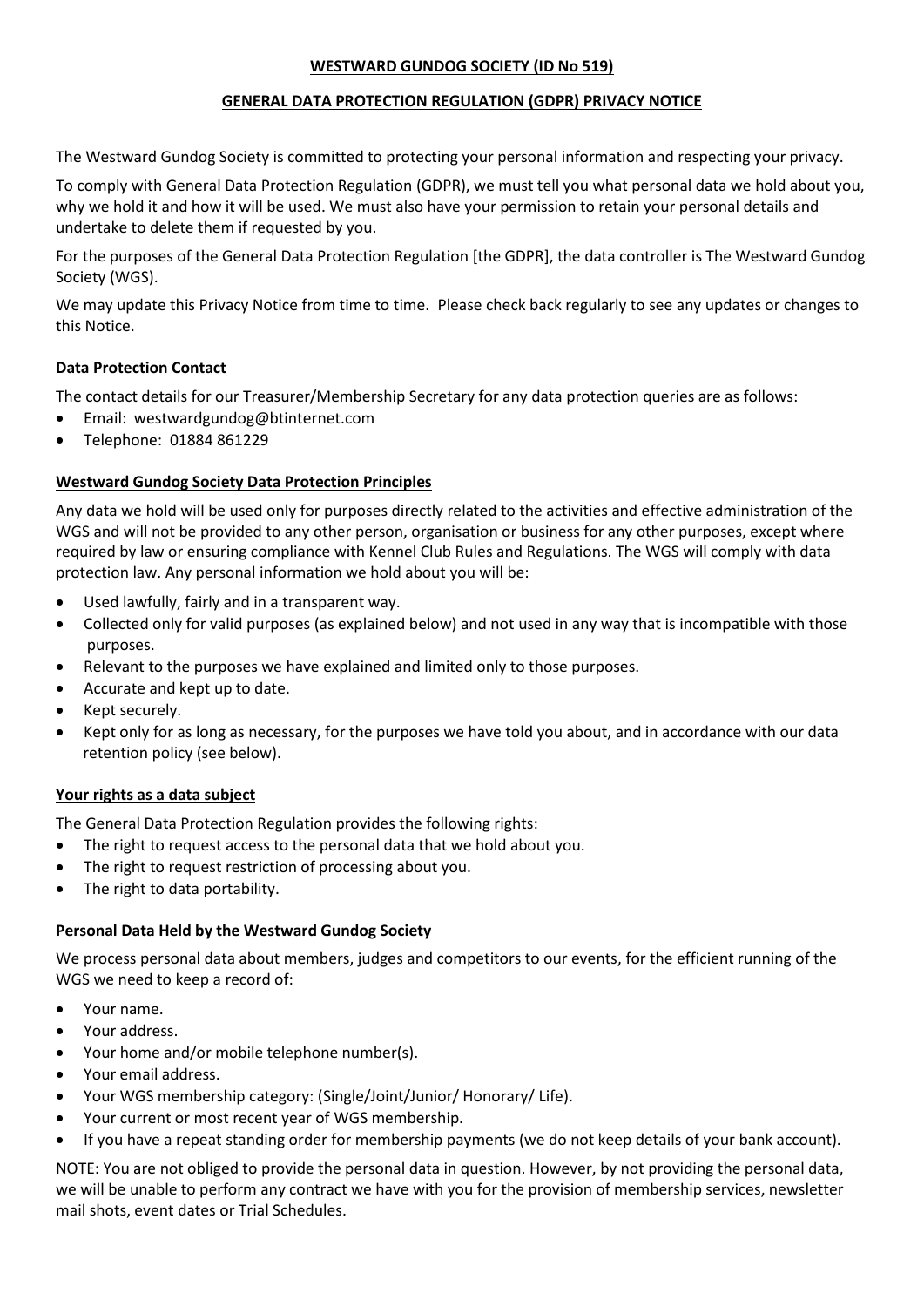# WESTWARD GUNDOG SOCIETY (ID No 519)

## GENERAL DATA PROTECTION REGULATION (GDPR) PRIVACY NOTICE

The Westward Gundog Society is committed to protecting your personal information and respecting your privacy.

To comply with General Data Protection Regulation (GDPR), we must tell you what personal data we hold about you, why we hold it and how it will be used. We must also have your permission to retain your personal details and undertake to delete them if requested by you.

For the purposes of the General Data Protection Regulation [the GDPR], the data controller is The Westward Gundog Society (WGS).

We may update this Privacy Notice from time to time. Please check back regularly to see any updates or changes to this Notice.

### Data Protection Contact

The contact details for our Treasurer/Membership Secretary for any data protection queries are as follows:

- Email: westwardgundog@btinternet.com
- Telephone: 01884 861229

### Westward Gundog Society Data Protection Principles

Any data we hold will be used only for purposes directly related to the activities and effective administration of the WGS and will not be provided to any other person, organisation or business for any other purposes, except where required by law or ensuring compliance with Kennel Club Rules and Regulations. The WGS will comply with data protection law. Any personal information we hold about you will be:

- Used lawfully, fairly and in a transparent way.
- Collected only for valid purposes (as explained below) and not used in any way that is incompatible with those purposes.
- Relevant to the purposes we have explained and limited only to those purposes.
- Accurate and kept up to date.
- Kept securely.
- Kept only for as long as necessary, for the purposes we have told you about, and in accordance with our data retention policy (see below).

### Your rights as a data subject

The General Data Protection Regulation provides the following rights:

- The right to request access to the personal data that we hold about you.
- The right to request restriction of processing about you.
- The right to data portability.

### Personal Data Held by the Westward Gundog Society

We process personal data about members, judges and competitors to our events, for the efficient running of the WGS we need to keep a record of:

- Your name.
- Your address.
- Your home and/or mobile telephone number(s).
- Your email address.
- Your WGS membership category: (Single/Joint/Junior/ Honorary/ Life).
- Your current or most recent year of WGS membership.
- If you have a repeat standing order for membership payments (we do not keep details of your bank account).

NOTE: You are not obliged to provide the personal data in question. However, by not providing the personal data, we will be unable to perform any contract we have with you for the provision of membership services, newsletter mail shots, event dates or Trial Schedules.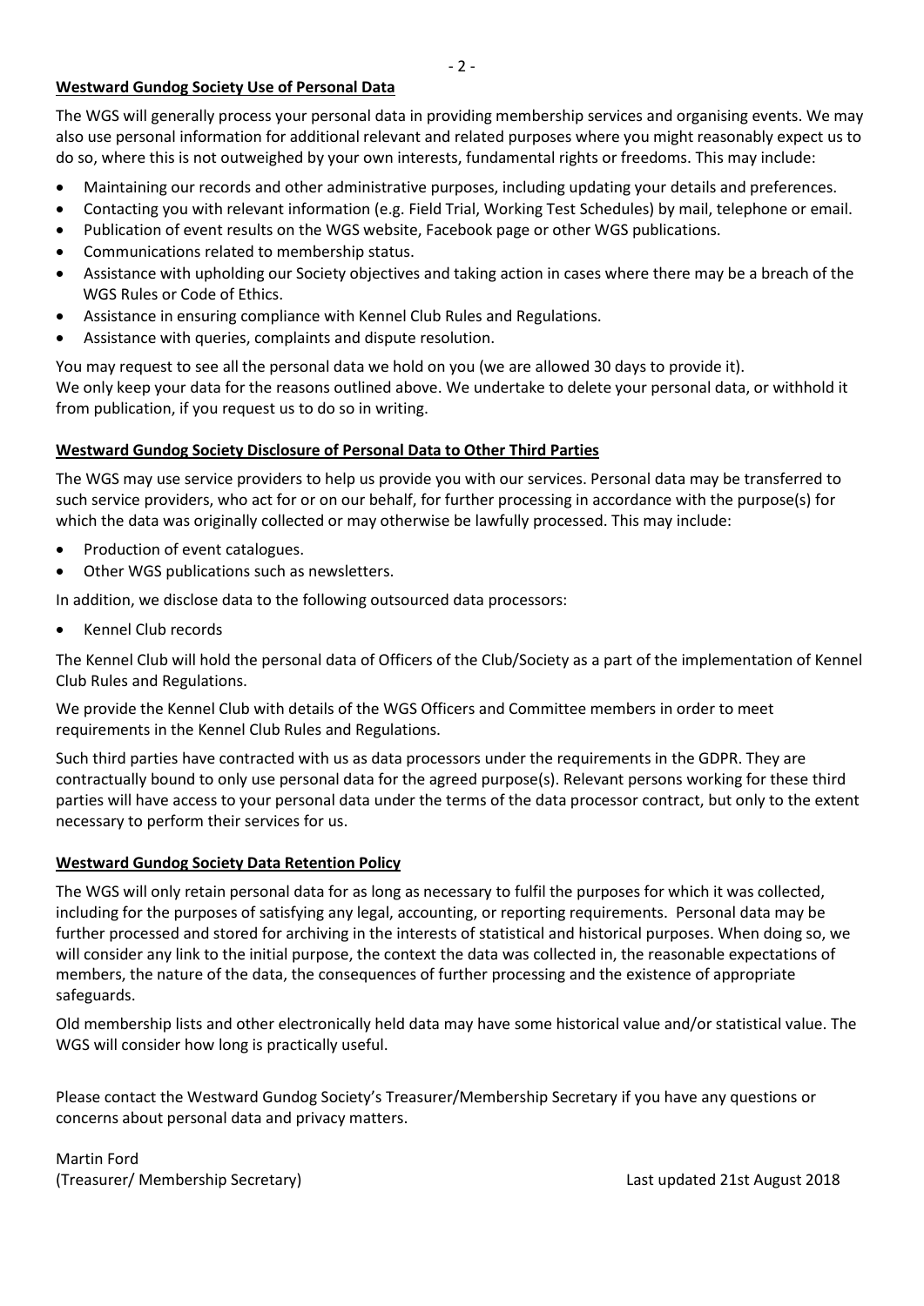## Westward Gundog Society Use of Personal Data

The WGS will generally process your personal data in providing membership services and organising events. We may also use personal information for additional relevant and related purposes where you might reasonably expect us to do so, where this is not outweighed by your own interests, fundamental rights or freedoms. This may include:

- Maintaining our records and other administrative purposes, including updating your details and preferences.
- Contacting you with relevant information (e.g. Field Trial, Working Test Schedules) by mail, telephone or email.
- Publication of event results on the WGS website, Facebook page or other WGS publications.
- Communications related to membership status.
- Assistance with upholding our Society objectives and taking action in cases where there may be a breach of the WGS Rules or Code of Ethics.
- Assistance in ensuring compliance with Kennel Club Rules and Regulations.
- Assistance with queries, complaints and dispute resolution.

You may request to see all the personal data we hold on you (we are allowed 30 days to provide it).
We only keep your data for the reasons outlined above. We undertake to delete your personal data, or withhold it from publication, if you request us to do so in writing.

## Westward Gundog Society Disclosure of Personal Data to Other Third Parties

The WGS may use service providers to help us provide you with our services. Personal data may be transferred to such service providers, who act for or on our behalf, for further processing in accordance with the purpose(s) for which the data was originally collected or may otherwise be lawfully processed. This may include:

- Production of event catalogues.
- Other WGS publications such as newsletters.

In addition, we disclose data to the following outsourced data processors:

- Kennel Club records

The Kennel Club will hold the personal data of Officers of the Club/Society as a part of the implementation of Kennel Club Rules and Regulations.

We provide the Kennel Club with details of the WGS Officers and Committee members in order to meet requirements in the Kennel Club Rules and Regulations.

Such third parties have contracted with us as data processors under the requirements in the GDPR. They are contractually bound to only use personal data for the agreed purpose(s). Relevant persons working for these third parties will have access to your personal data under the terms of the data processor contract, but only to the extent necessary to perform their services for us.

## Westward Gundog Society Data Retention Policy

The WGS will only retain personal data for as long as necessary to fulfil the purposes for which it was collected, including for the purposes of satisfying any legal, accounting, or reporting requirements. Personal data may be further processed and stored for archiving in the interests of statistical and historical purposes. When doing so, we will consider any link to the initial purpose, the context the data was collected in, the reasonable expectations of members, the nature of the data, the consequences of further processing and the existence of appropriate safeguards.

Old membership lists and other electronically held data may have some historical value and/or statistical value. The WGS will consider how long is practically useful.

Please contact the Westward Gundog Society's Treasurer/Membership Secretary if you have any questions or concerns about personal data and privacy matters.

Martin Ford
(Treasurer/ Membership Secretary)

Last updated 21st August 2018